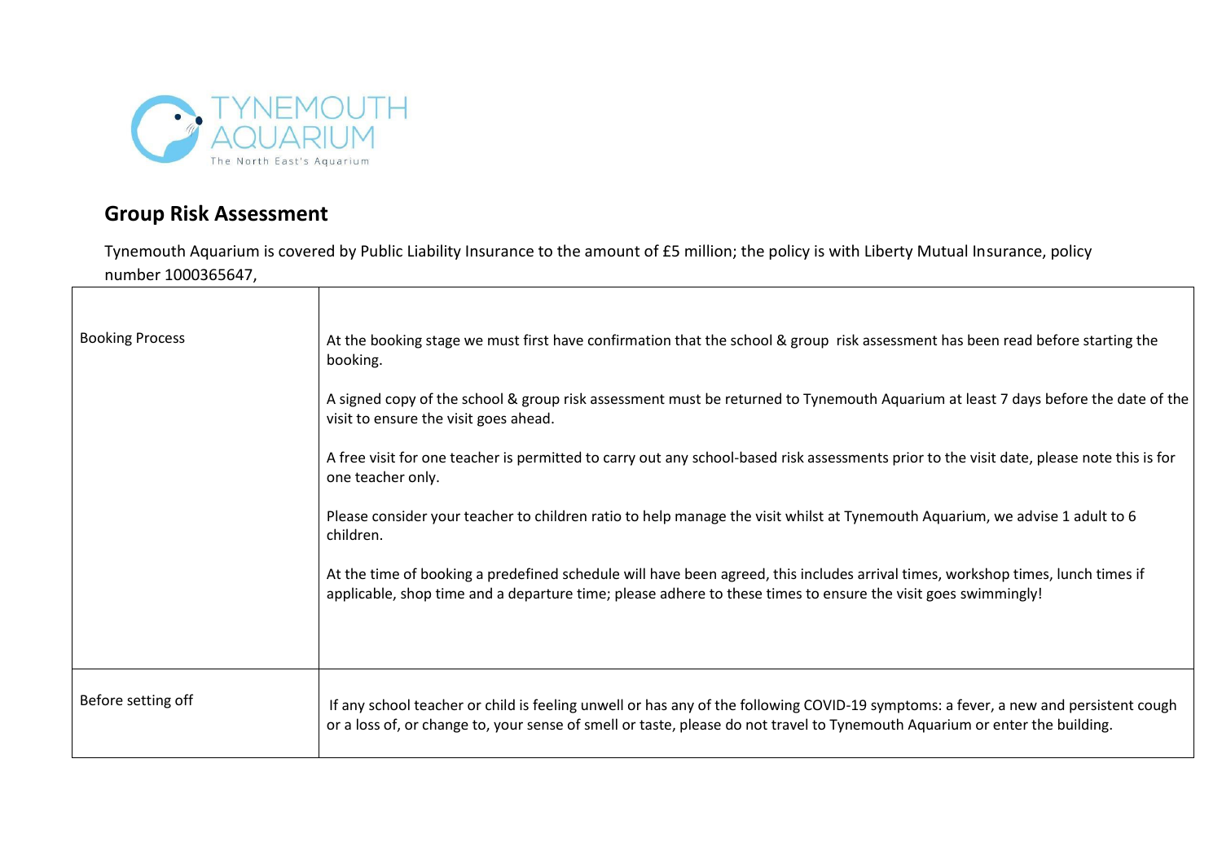TYNEMOUTH AQUARIUM

The North East's Aquarium

## Group Risk Assessment

Tynemouth Aquarium is covered by Public Liability Insurance to the amount of £5 million; the policy is with Liberty Mutual Insurance, policy number 1000365647,

| | |
|---|---|
| Booking Process | At the booking stage we must first have confirmation that the school & group risk assessment has been read before starting the booking.<br><br>A signed copy of the school & group risk assessment must be returned to Tynemouth Aquarium at least 7 days before the date of the visit to ensure the visit goes ahead.<br><br>A free visit for one teacher is permitted to carry out any school-based risk assessments prior to the visit date, please note this is for one teacher only.<br><br>Please consider your teacher to children ratio to help manage the visit whilst at Tynemouth Aquarium, we advise 1 adult to 6 children.<br><br>At the time of booking a predefined schedule will have been agreed, this includes arrival times, workshop times, lunch times if applicable, shop time and a departure time; please adhere to these times to ensure the visit goes swimmingly! |
| Before setting off | If any school teacher or child is feeling unwell or has any of the following COVID-19 symptoms: a fever, a new and persistent cough or a loss of, or change to, your sense of smell or taste, please do not travel to Tynemouth Aquarium or enter the building. |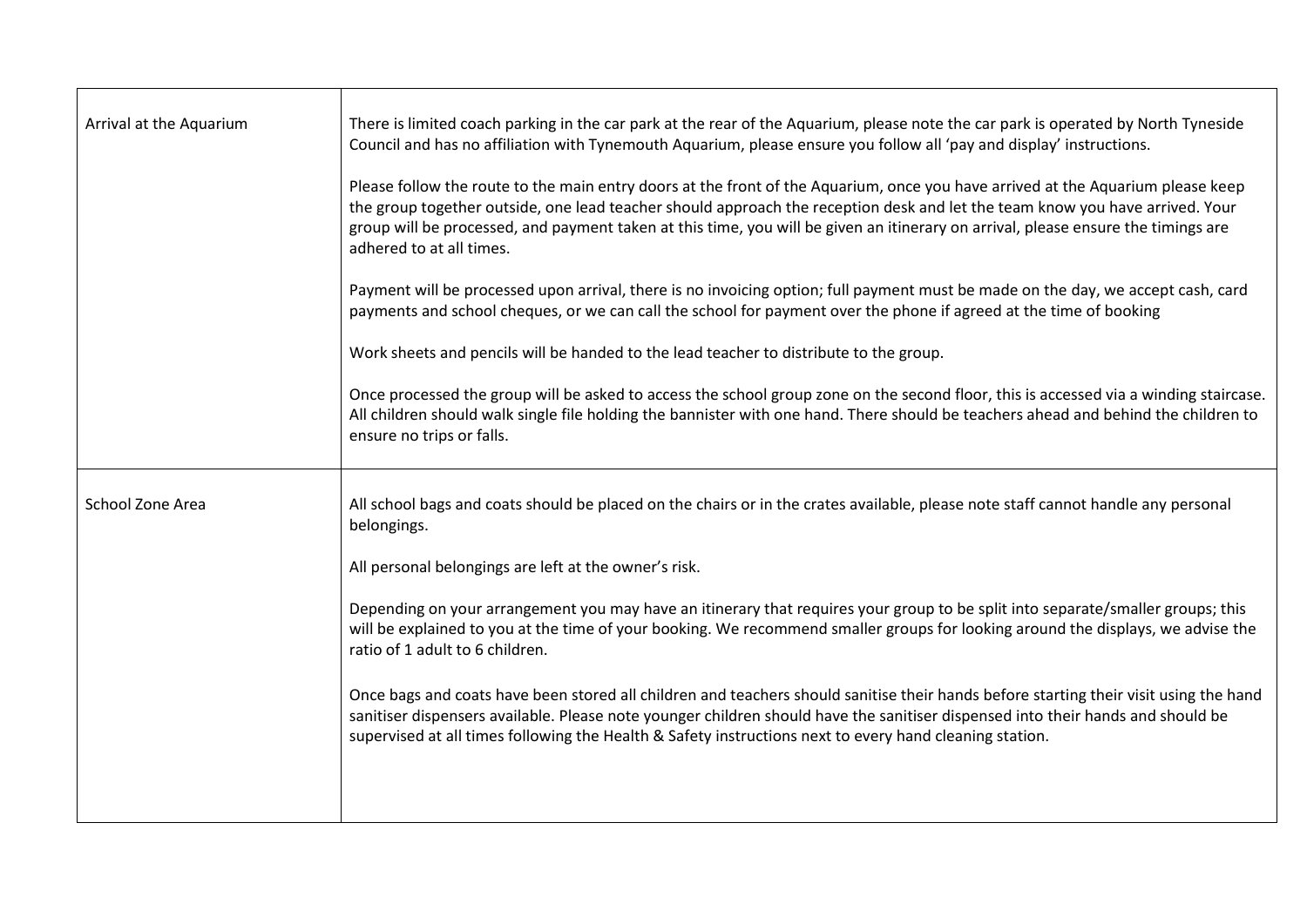| | |
|---|---|
| Arrival at the Aquarium | There is limited coach parking in the car park at the rear of the Aquarium, please note the car park is operated by North Tyneside Council and has no affiliation with Tynemouth Aquarium, please ensure you follow all 'pay and display' instructions.<br><br>Please follow the route to the main entry doors at the front of the Aquarium, once you have arrived at the Aquarium please keep the group together outside, one lead teacher should approach the reception desk and let the team know you have arrived. Your group will be processed, and payment taken at this time, you will be given an itinerary on arrival, please ensure the timings are adhered to at all times.<br><br>Payment will be processed upon arrival, there is no invoicing option; full payment must be made on the day, we accept cash, card payments and school cheques, or we can call the school for payment over the phone if agreed at the time of booking<br><br>Work sheets and pencils will be handed to the lead teacher to distribute to the group.<br><br>Once processed the group will be asked to access the school group zone on the second floor, this is accessed via a winding staircase. All children should walk single file holding the bannister with one hand. There should be teachers ahead and behind the children to ensure no trips or falls. |
| School Zone Area | All school bags and coats should be placed on the chairs or in the crates available, please note staff cannot handle any personal belongings.<br><br>All personal belongings are left at the owner's risk.<br><br>Depending on your arrangement you may have an itinerary that requires your group to be split into separate/smaller groups; this will be explained to you at the time of your booking. We recommend smaller groups for looking around the displays, we advise the ratio of 1 adult to 6 children.<br><br>Once bags and coats have been stored all children and teachers should sanitise their hands before starting their visit using the hand sanitiser dispensers available. Please note younger children should have the sanitiser dispensed into their hands and should be supervised at all times following the Health & Safety instructions next to every hand cleaning station. |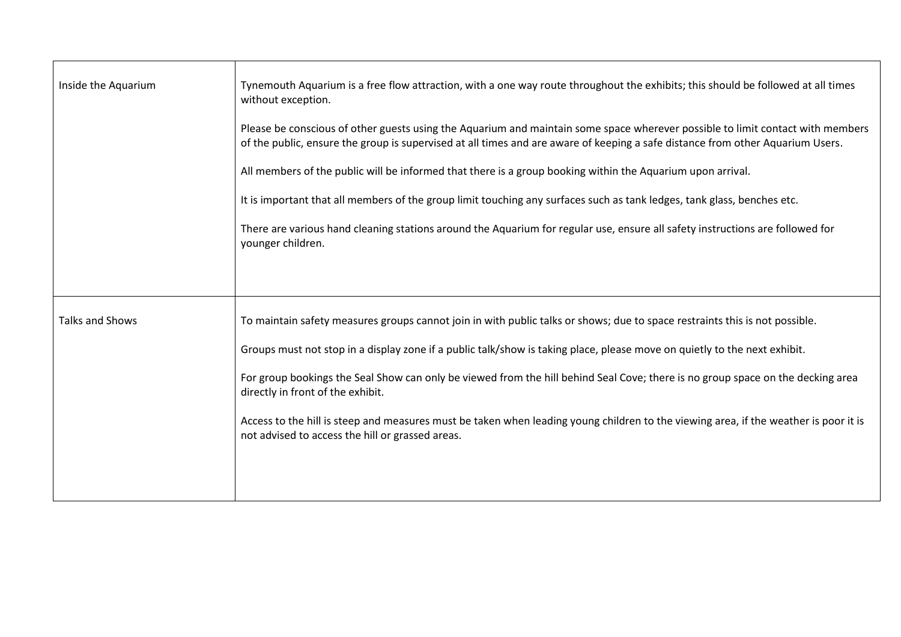| | |
|---|---|
| Inside the Aquarium | Tynemouth Aquarium is a free flow attraction, with a one way route throughout the exhibits; this should be followed at all times without exception.<br><br>Please be conscious of other guests using the Aquarium and maintain some space wherever possible to limit contact with members of the public, ensure the group is supervised at all times and are aware of keeping a safe distance from other Aquarium Users.<br><br>All members of the public will be informed that there is a group booking within the Aquarium upon arrival.<br><br>It is important that all members of the group limit touching any surfaces such as tank ledges, tank glass, benches etc.<br><br>There are various hand cleaning stations around the Aquarium for regular use, ensure all safety instructions are followed for younger children. |
| Talks and Shows | To maintain safety measures groups cannot join in with public talks or shows; due to space restraints this is not possible.<br><br>Groups must not stop in a display zone if a public talk/show is taking place, please move on quietly to the next exhibit.<br><br>For group bookings the Seal Show can only be viewed from the hill behind Seal Cove; there is no group space on the decking area directly in front of the exhibit.<br><br>Access to the hill is steep and measures must be taken when leading young children to the viewing area, if the weather is poor it is not advised to access the hill or grassed areas. |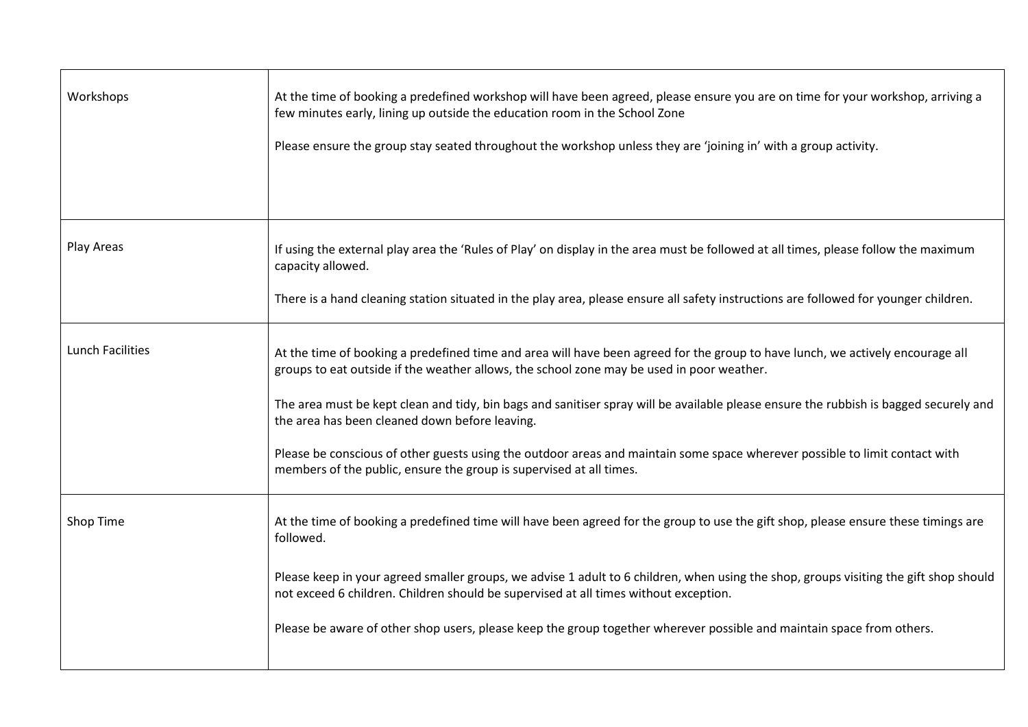| | |
|---|---|
| Workshops | At the time of booking a predefined workshop will have been agreed, please ensure you are on time for your workshop, arriving a few minutes early, lining up outside the education room in the School Zone<br><br>Please ensure the group stay seated throughout the workshop unless they are 'joining in' with a group activity. |
| Play Areas | If using the external play area the 'Rules of Play' on display in the area must be followed at all times, please follow the maximum capacity allowed.<br><br>There is a hand cleaning station situated in the play area, please ensure all safety instructions are followed for younger children. |
| Lunch Facilities | At the time of booking a predefined time and area will have been agreed for the group to have lunch, we actively encourage all groups to eat outside if the weather allows, the school zone may be used in poor weather.<br><br>The area must be kept clean and tidy, bin bags and sanitiser spray will be available please ensure the rubbish is bagged securely and the area has been cleaned down before leaving.<br><br>Please be conscious of other guests using the outdoor areas and maintain some space wherever possible to limit contact with members of the public, ensure the group is supervised at all times. |
| Shop Time | At the time of booking a predefined time will have been agreed for the group to use the gift shop, please ensure these timings are followed.<br><br>Please keep in your agreed smaller groups, we advise 1 adult to 6 children, when using the shop, groups visiting the gift shop should not exceed 6 children. Children should be supervised at all times without exception.<br><br>Please be aware of other shop users, please keep the group together wherever possible and maintain space from others. |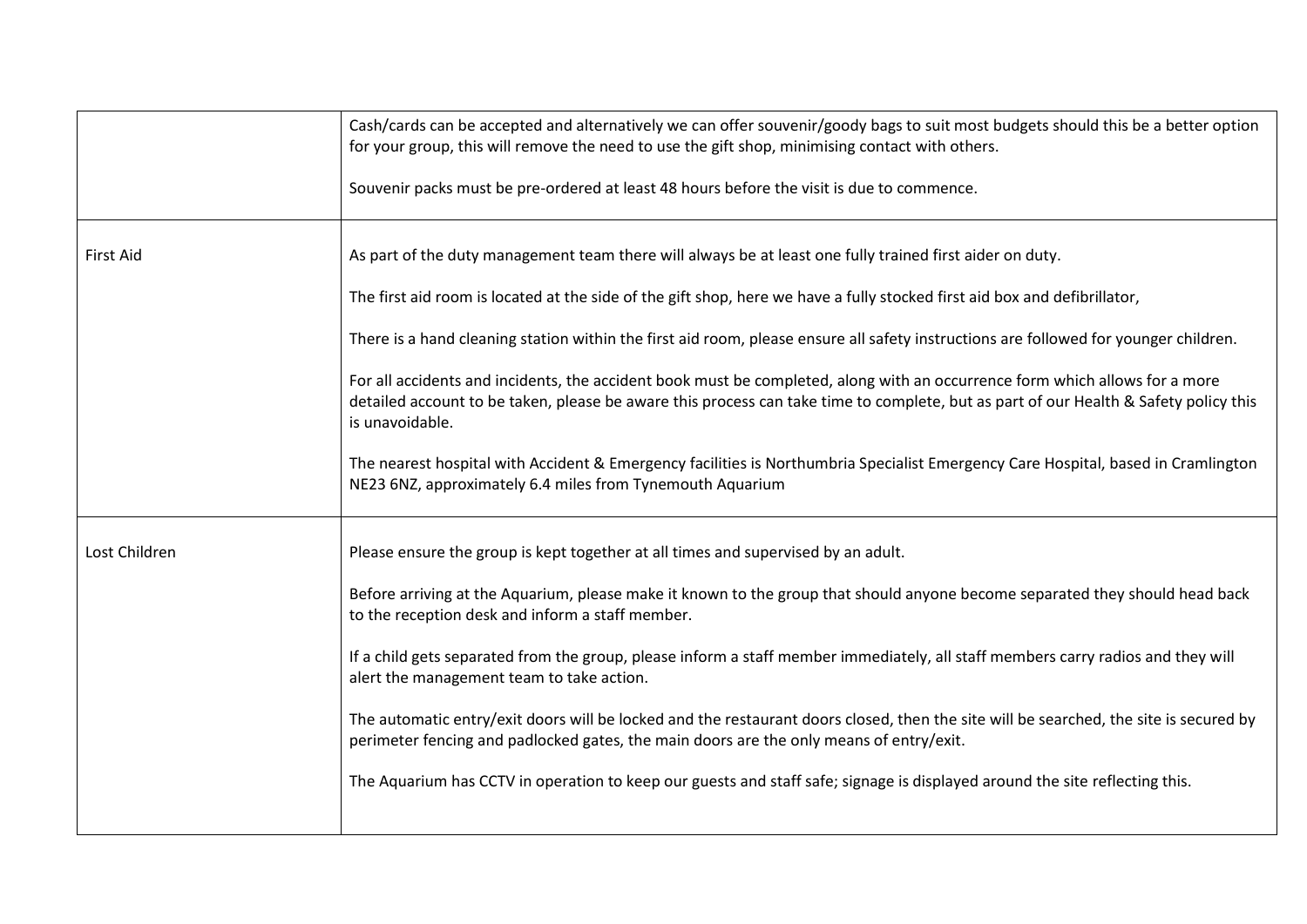| | |
|---|---|
| | Cash/cards can be accepted and alternatively we can offer souvenir/goody bags to suit most budgets should this be a better option for your group, this will remove the need to use the gift shop, minimising contact with others.<br><br>Souvenir packs must be pre-ordered at least 48 hours before the visit is due to commence. |
| First Aid | As part of the duty management team there will always be at least one fully trained first aider on duty.<br><br>The first aid room is located at the side of the gift shop, here we have a fully stocked first aid box and defibrillator,<br><br>There is a hand cleaning station within the first aid room, please ensure all safety instructions are followed for younger children.<br><br>For all accidents and incidents, the accident book must be completed, along with an occurrence form which allows for a more detailed account to be taken, please be aware this process can take time to complete, but as part of our Health & Safety policy this is unavoidable.<br><br>The nearest hospital with Accident & Emergency facilities is Northumbria Specialist Emergency Care Hospital, based in Cramlington NE23 6NZ, approximately 6.4 miles from Tynemouth Aquarium |
| Lost Children | Please ensure the group is kept together at all times and supervised by an adult.<br><br>Before arriving at the Aquarium, please make it known to the group that should anyone become separated they should head back to the reception desk and inform a staff member.<br><br>If a child gets separated from the group, please inform a staff member immediately, all staff members carry radios and they will alert the management team to take action.<br><br>The automatic entry/exit doors will be locked and the restaurant doors closed, then the site will be searched, the site is secured by perimeter fencing and padlocked gates, the main doors are the only means of entry/exit.<br><br>The Aquarium has CCTV in operation to keep our guests and staff safe; signage is displayed around the site reflecting this. |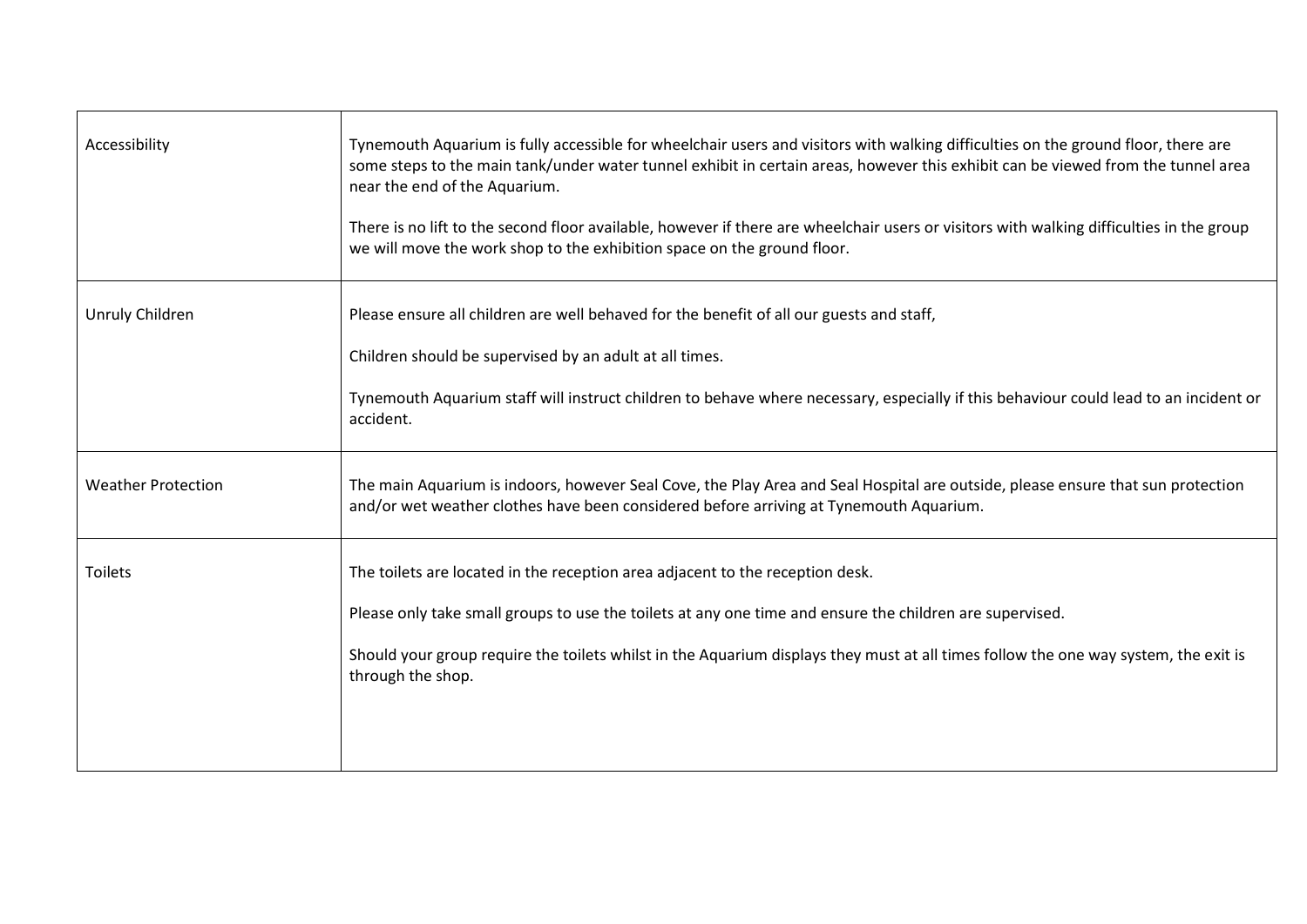| | |
|---|---|
| Accessibility | Tynemouth Aquarium is fully accessible for wheelchair users and visitors with walking difficulties on the ground floor, there are some steps to the main tank/under water tunnel exhibit in certain areas, however this exhibit can be viewed from the tunnel area near the end of the Aquarium.<br><br>There is no lift to the second floor available, however if there are wheelchair users or visitors with walking difficulties in the group we will move the work shop to the exhibition space on the ground floor. |
| Unruly Children | Please ensure all children are well behaved for the benefit of all our guests and staff,<br><br>Children should be supervised by an adult at all times.<br><br>Tynemouth Aquarium staff will instruct children to behave where necessary, especially if this behaviour could lead to an incident or accident. |
| Weather Protection | The main Aquarium is indoors, however Seal Cove, the Play Area and Seal Hospital are outside, please ensure that sun protection and/or wet weather clothes have been considered before arriving at Tynemouth Aquarium. |
| Toilets | The toilets are located in the reception area adjacent to the reception desk.<br><br>Please only take small groups to use the toilets at any one time and ensure the children are supervised.<br><br>Should your group require the toilets whilst in the Aquarium displays they must at all times follow the one way system, the exit is through the shop. |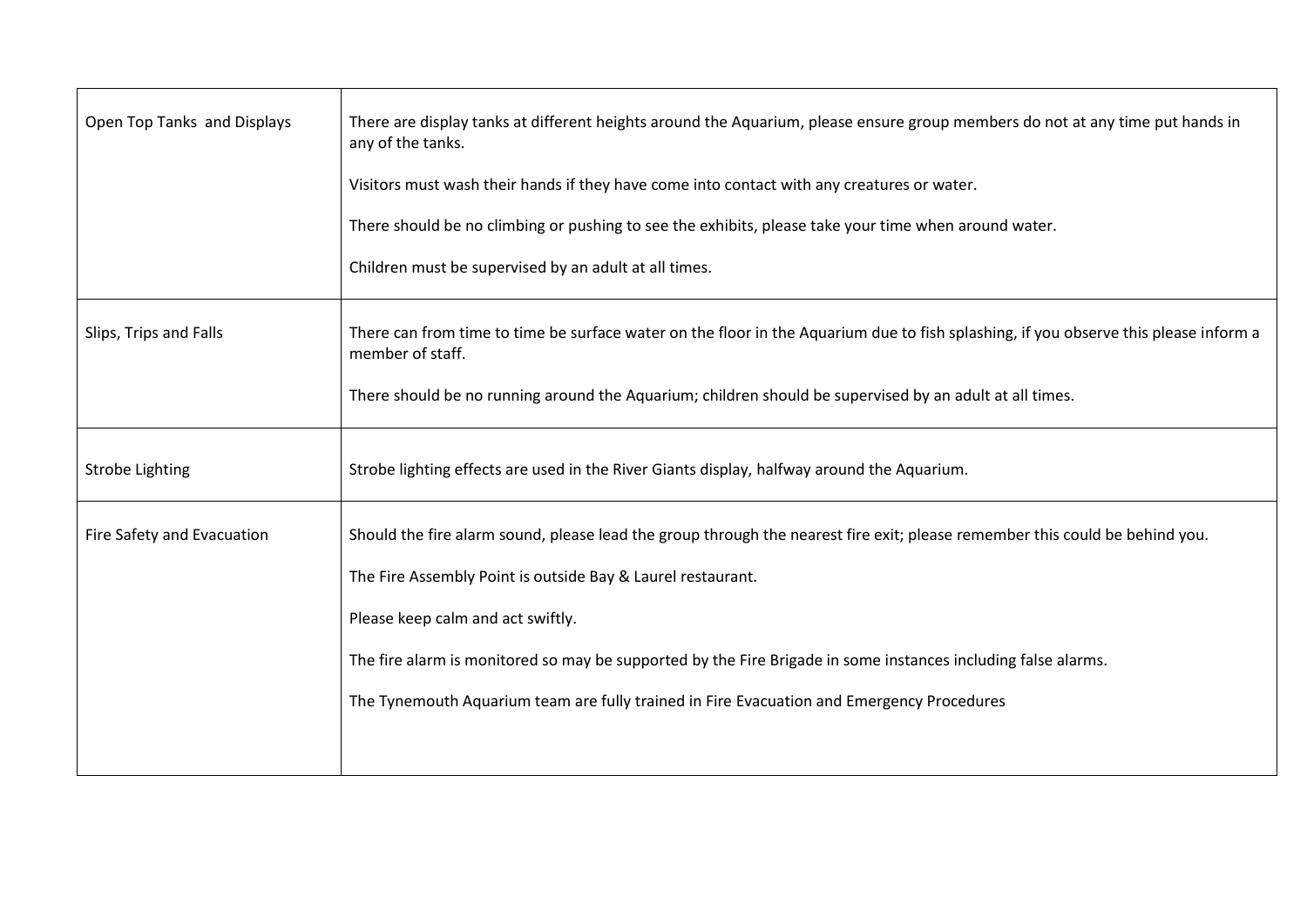| | |
|---|---|
| Open Top Tanks and Displays | There are display tanks at different heights around the Aquarium, please ensure group members do not at any time put hands in any of the tanks.<br><br>Visitors must wash their hands if they have come into contact with any creatures or water.<br><br>There should be no climbing or pushing to see the exhibits, please take your time when around water.<br><br>Children must be supervised by an adult at all times. |
| Slips, Trips and Falls | There can from time to time be surface water on the floor in the Aquarium due to fish splashing, if you observe this please inform a member of staff.<br><br>There should be no running around the Aquarium; children should be supervised by an adult at all times. |
| Strobe Lighting | Strobe lighting effects are used in the River Giants display, halfway around the Aquarium. |
| Fire Safety and Evacuation | Should the fire alarm sound, please lead the group through the nearest fire exit; please remember this could be behind you.<br><br>The Fire Assembly Point is outside Bay & Laurel restaurant.<br><br>Please keep calm and act swiftly.<br><br>The fire alarm is monitored so may be supported by the Fire Brigade in some instances including false alarms.<br><br>The Tynemouth Aquarium team are fully trained in Fire Evacuation and Emergency Procedures |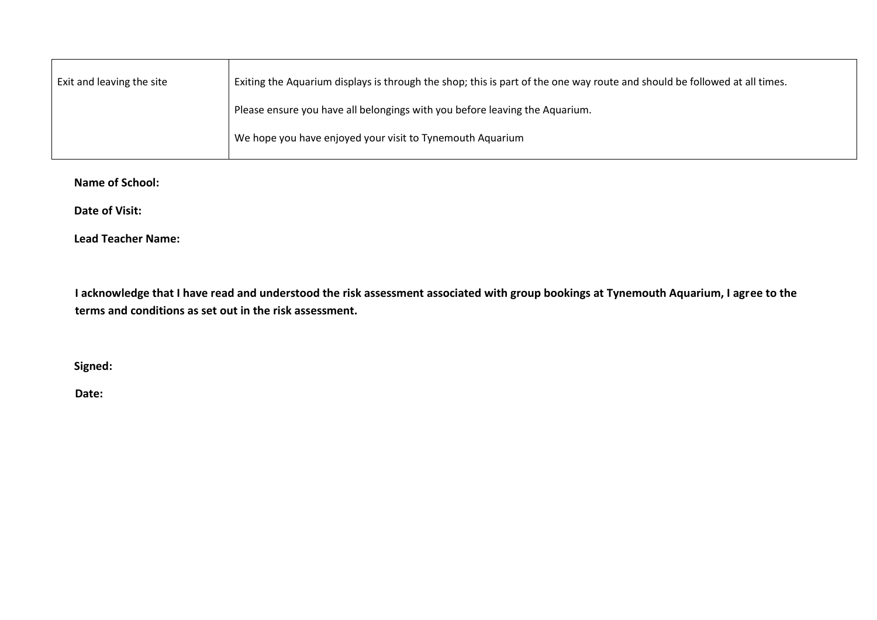| | |
|---|---|
| Exit and leaving the site | Exiting the Aquarium displays is through the shop; this is part of the one way route and should be followed at all times.<br><br>Please ensure you have all belongings with you before leaving the Aquarium.<br><br>We hope you have enjoyed your visit to Tynemouth Aquarium |

**Name of School:**

**Date of Visit:**

**Lead Teacher Name:**

**I acknowledge that I have read and understood the risk assessment associated with group bookings at Tynemouth Aquarium, I agree to the terms and conditions as set out in the risk assessment.**

**Signed:**

**Date:**